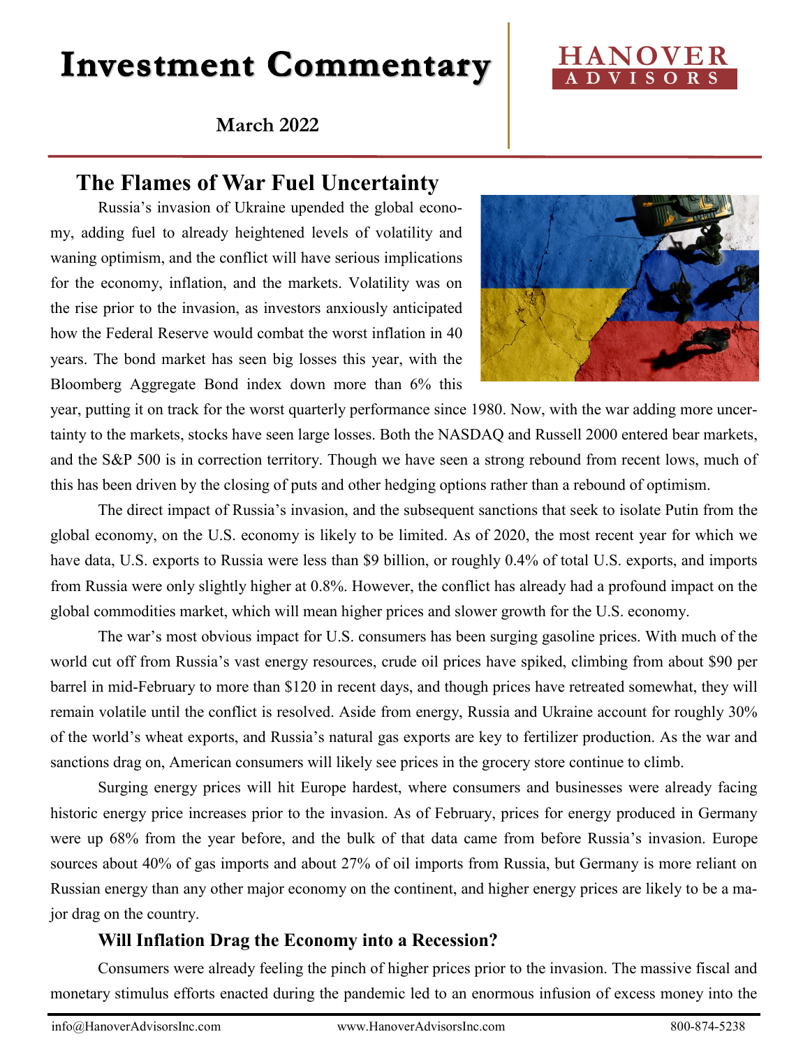# Investment Commentary

HANOVER ADVISORS

**March 2022**

## The Flames of War Fuel Uncertainty

Russia's invasion of Ukraine upended the global economy, adding fuel to already heightened levels of volatility and waning optimism, and the conflict will have serious implications for the economy, inflation, and the markets. Volatility was on the rise prior to the invasion, as investors anxiously anticipated how the Federal Reserve would combat the worst inflation in 40 years. The bond market has seen big losses this year, with the Bloomberg Aggregate Bond index down more than 6% this year, putting it on track for the worst quarterly performance since 1980. Now, with the war adding more uncertainty to the markets, stocks have seen large losses. Both the NASDAQ and Russell 2000 entered bear markets, and the S&P 500 is in correction territory. Though we have seen a strong rebound from recent lows, much of this has been driven by the closing of puts and other hedging options rather than a rebound of optimism.

The direct impact of Russia's invasion, and the subsequent sanctions that seek to isolate Putin from the global economy, on the U.S. economy is likely to be limited. As of 2020, the most recent year for which we have data, U.S. exports to Russia were less than $9 billion, or roughly 0.4% of total U.S. exports, and imports from Russia were only slightly higher at 0.8%. However, the conflict has already had a profound impact on the global commodities market, which will mean higher prices and slower growth for the U.S. economy.

The war's most obvious impact for U.S. consumers has been surging gasoline prices. With much of the world cut off from Russia's vast energy resources, crude oil prices have spiked, climbing from about $90 per barrel in mid-February to more than $120 in recent days, and though prices have retreated somewhat, they will remain volatile until the conflict is resolved. Aside from energy, Russia and Ukraine account for roughly 30% of the world's wheat exports, and Russia's natural gas exports are key to fertilizer production. As the war and sanctions drag on, American consumers will likely see prices in the grocery store continue to climb.

Surging energy prices will hit Europe hardest, where consumers and businesses were already facing historic energy price increases prior to the invasion. As of February, prices for energy produced in Germany were up 68% from the year before, and the bulk of that data came from before Russia's invasion. Europe sources about 40% of gas imports and about 27% of oil imports from Russia, but Germany is more reliant on Russian energy than any other major economy on the continent, and higher energy prices are likely to be a major drag on the country.

### Will Inflation Drag the Economy into a Recession?

Consumers were already feeling the pinch of higher prices prior to the invasion. The massive fiscal and monetary stimulus efforts enacted during the pandemic led to an enormous infusion of excess money into the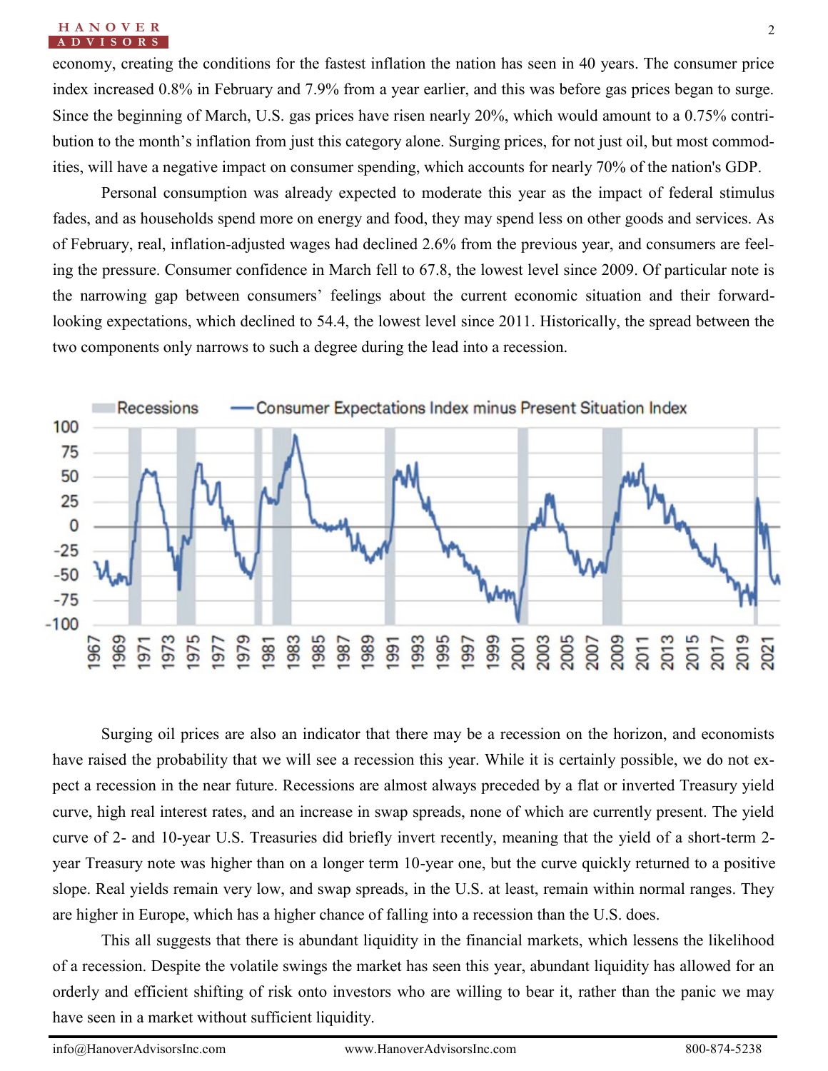economy, creating the conditions for the fastest inflation the nation has seen in 40 years. The consumer price index increased 0.8% in February and 7.9% from a year earlier, and this was before gas prices began to surge. Since the beginning of March, U.S. gas prices have risen nearly 20%, which would amount to a 0.75% contribution to the month's inflation from just this category alone. Surging prices, for not just oil, but most commodities, will have a negative impact on consumer spending, which accounts for nearly 70% of the nation's GDP.

Personal consumption was already expected to moderate this year as the impact of federal stimulus fades, and as households spend more on energy and food, they may spend less on other goods and services. As of February, real, inflation-adjusted wages had declined 2.6% from the previous year, and consumers are feeling the pressure. Consumer confidence in March fell to 67.8, the lowest level since 2009. Of particular note is the narrowing gap between consumers' feelings about the current economic situation and their forward-looking expectations, which declined to 54.4, the lowest level since 2011. Historically, the spread between the two components only narrows to such a degree during the lead into a recession.

Surging oil prices are also an indicator that there may be a recession on the horizon, and economists have raised the probability that we will see a recession this year. While it is certainly possible, we do not expect a recession in the near future. Recessions are almost always preceded by a flat or inverted Treasury yield curve, high real interest rates, and an increase in swap spreads, none of which are currently present. The yield curve of 2- and 10-year U.S. Treasuries did briefly invert recently, meaning that the yield of a short-term 2-year Treasury note was higher than on a longer term 10-year one, but the curve quickly returned to a positive slope. Real yields remain very low, and swap spreads, in the U.S. at least, remain within normal ranges. They are higher in Europe, which has a higher chance of falling into a recession than the U.S. does.

This all suggests that there is abundant liquidity in the financial markets, which lessens the likelihood of a recession. Despite the volatile swings the market has seen this year, abundant liquidity has allowed for an orderly and efficient shifting of risk onto investors who are willing to bear it, rather than the panic we may have seen in a market without sufficient liquidity.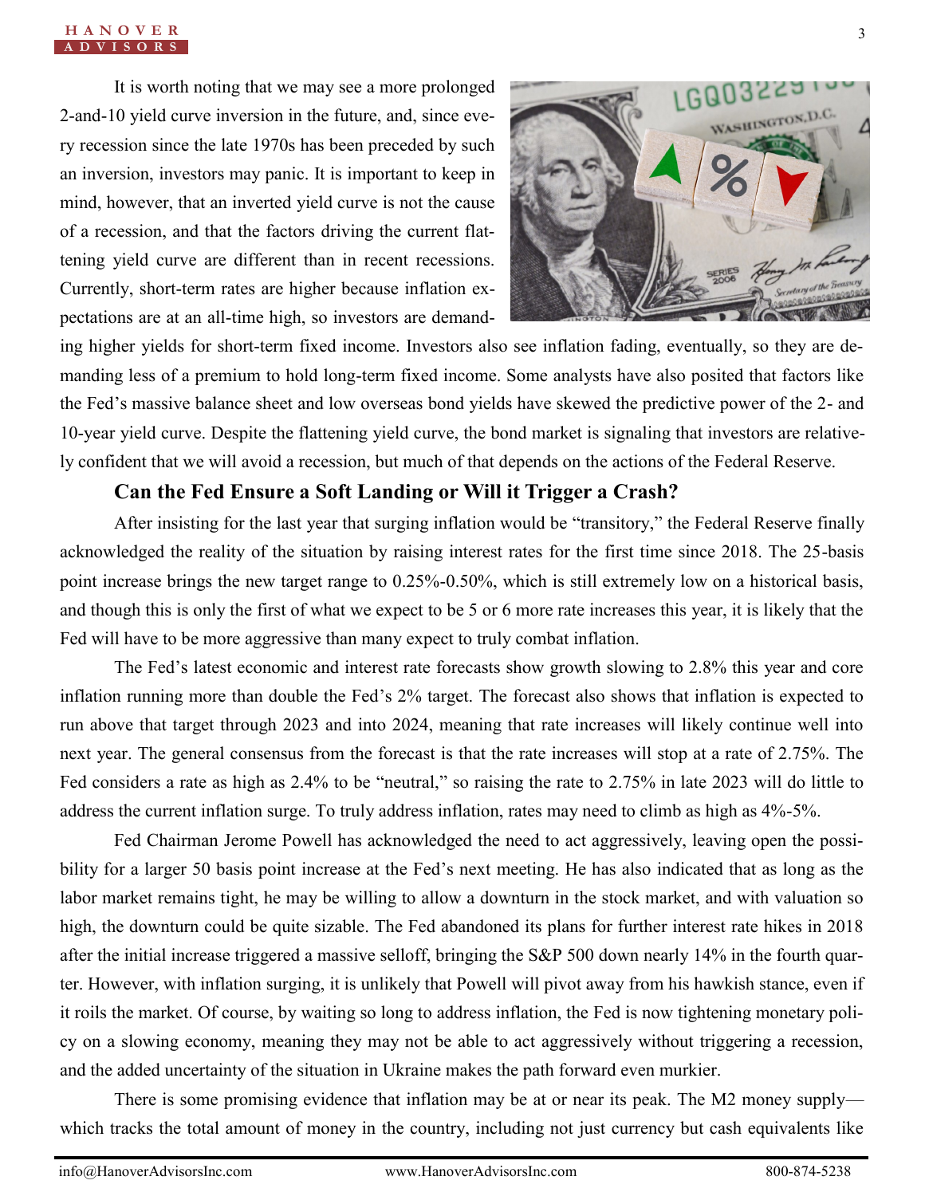It is worth noting that we may see a more prolonged 2-and-10 yield curve inversion in the future, and, since every recession since the late 1970s has been preceded by such an inversion, investors may panic. It is important to keep in mind, however, that an inverted yield curve is not the cause of a recession, and that the factors driving the current flattening yield curve are different than in recent recessions. Currently, short-term rates are higher because inflation expectations are at an all-time high, so investors are demanding higher yields for short-term fixed income. Investors also see inflation fading, eventually, so they are demanding less of a premium to hold long-term fixed income. Some analysts have also posited that factors like the Fed's massive balance sheet and low overseas bond yields have skewed the predictive power of the 2- and 10-year yield curve. Despite the flattening yield curve, the bond market is signaling that investors are relatively confident that we will avoid a recession, but much of that depends on the actions of the Federal Reserve.

### Can the Fed Ensure a Soft Landing or Will it Trigger a Crash?

After insisting for the last year that surging inflation would be "transitory," the Federal Reserve finally acknowledged the reality of the situation by raising interest rates for the first time since 2018. The 25-basis point increase brings the new target range to 0.25%-0.50%, which is still extremely low on a historical basis, and though this is only the first of what we expect to be 5 or 6 more rate increases this year, it is likely that the Fed will have to be more aggressive than many expect to truly combat inflation.

The Fed's latest economic and interest rate forecasts show growth slowing to 2.8% this year and core inflation running more than double the Fed's 2% target. The forecast also shows that inflation is expected to run above that target through 2023 and into 2024, meaning that rate increases will likely continue well into next year. The general consensus from the forecast is that the rate increases will stop at a rate of 2.75%. The Fed considers a rate as high as 2.4% to be "neutral," so raising the rate to 2.75% in late 2023 will do little to address the current inflation surge. To truly address inflation, rates may need to climb as high as 4%-5%.

Fed Chairman Jerome Powell has acknowledged the need to act aggressively, leaving open the possibility for a larger 50 basis point increase at the Fed's next meeting. He has also indicated that as long as the labor market remains tight, he may be willing to allow a downturn in the stock market, and with valuation so high, the downturn could be quite sizable. The Fed abandoned its plans for further interest rate hikes in 2018 after the initial increase triggered a massive selloff, bringing the S&P 500 down nearly 14% in the fourth quarter. However, with inflation surging, it is unlikely that Powell will pivot away from his hawkish stance, even if it roils the market. Of course, by waiting so long to address inflation, the Fed is now tightening monetary policy on a slowing economy, meaning they may not be able to act aggressively without triggering a recession, and the added uncertainty of the situation in Ukraine makes the path forward even murkier.

There is some promising evidence that inflation may be at or near its peak. The M2 money supply—which tracks the total amount of money in the country, including not just currency but cash equivalents like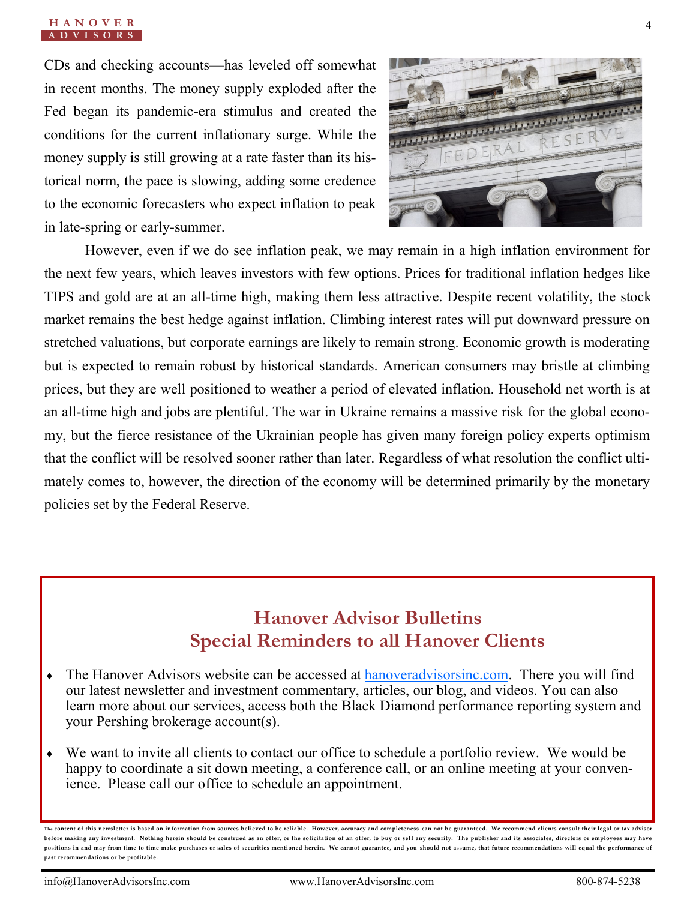CDs and checking accounts—has leveled off somewhat in recent months. The money supply exploded after the Fed began its pandemic-era stimulus and created the conditions for the current inflationary surge. While the money supply is still growing at a rate faster than its historical norm, the pace is slowing, adding some credence to the economic forecasters who expect inflation to peak in late-spring or early-summer.

However, even if we do see inflation peak, we may remain in a high inflation environment for the next few years, which leaves investors with few options. Prices for traditional inflation hedges like TIPS and gold are at an all-time high, making them less attractive. Despite recent volatility, the stock market remains the best hedge against inflation. Climbing interest rates will put downward pressure on stretched valuations, but corporate earnings are likely to remain strong. Economic growth is moderating but is expected to remain robust by historical standards. American consumers may bristle at climbing prices, but they are well positioned to weather a period of elevated inflation. Household net worth is at an all-time high and jobs are plentiful. The war in Ukraine remains a massive risk for the global economy, but the fierce resistance of the Ukrainian people has given many foreign policy experts optimism that the conflict will be resolved sooner rather than later. Regardless of what resolution the conflict ultimately comes to, however, the direction of the economy will be determined primarily by the monetary policies set by the Federal Reserve.

## Hanover Advisor Bulletins
## Special Reminders to all Hanover Clients

- The Hanover Advisors website can be accessed at hanoveradvisorsinc.com. There you will find our latest newsletter and investment commentary, articles, our blog, and videos. You can also learn more about our services, access both the Black Diamond performance reporting system and your Pershing brokerage account(s).
- We want to invite all clients to contact our office to schedule a portfolio review. We would be happy to coordinate a sit down meeting, a conference call, or an online meeting at your convenience. Please call our office to schedule an appointment.

The content of this newsletter is based on information from sources believed to be reliable. However, accuracy and completeness can not be guaranteed. We recommend clients consult their legal or tax advisor before making any investment. Nothing herein should be construed as an offer, or the solicitation of an offer, to buy or sell any security. The publisher and its associates, directors or employees may have positions in and may from time to time make purchases or sales of securities mentioned herein. We cannot guarantee, and you should not assume, that future recommendations will equal the performance of past recommendations or be profitable.

info@HanoverAdvisorsInc.com www.HanoverAdvisorsInc.com 800-874-5238